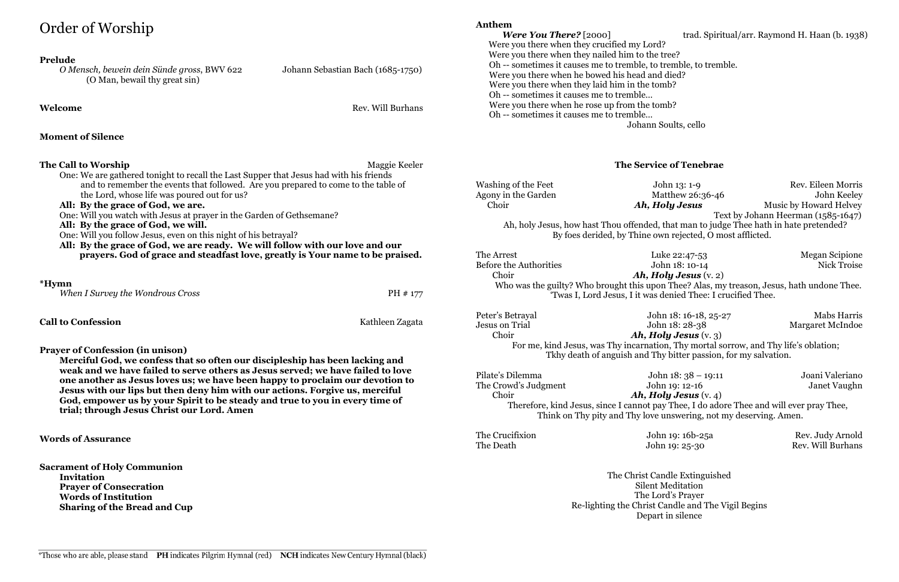# Order of Worship

**Prelude**

*O Mensch, bewein dein Sünde gross*, BWV 622 — Johann Sebastian Bach (1685-1750)
(O Man, bewail thy great sin)

**Welcome** — Rev. Will Burhans

**Moment of Silence**

**The Call to Worship** — Maggie Keeler

One: We are gathered tonight to recall the Last Supper that Jesus had with his friends and to remember the events that followed. Are you prepared to come to the table of the Lord, whose life was poured out for us?

**All: By the grace of God, we are.**

One: Will you watch with Jesus at prayer in the Garden of Gethsemane?

**All: By the grace of God, we will.**

One: Will you follow Jesus, even on this night of his betrayal?

**All: By the grace of God, we are ready. We will follow with our love and our prayers. God of grace and steadfast love, greatly is Your name to be praised.**

**\*Hymn**

*When I Survey the Wondrous Cross* — PH # 177

**Call to Confession** — Kathleen Zagata

**Prayer of Confession (in unison)**

**Merciful God, we confess that so often our discipleship has been lacking and weak and we have failed to serve others as Jesus served; we have failed to love one another as Jesus loves us; we have been happy to proclaim our devotion to Jesus with our lips but then deny him with our actions. Forgive us, merciful God, empower us by your Spirit to be steady and true to you in every time of trial; through Jesus Christ our Lord. Amen**

**Words of Assurance**

**Sacrament of Holy Communion**

**Invitation**
**Prayer of Consecration**
**Words of Institution**
**Sharing of the Bread and Cup**

**Anthem**

***Were You There?*** [2000] — trad. Spiritual/arr. Raymond H. Haan (b. 1938)

Were you there when they crucified my Lord?
Were you there when they nailed him to the tree?
Oh -- sometimes it causes me to tremble, to tremble, to tremble.
Were you there when he bowed his head and died?
Were you there when they laid him in the tomb?
Oh -- sometimes it causes me to tremble…
Were you there when he rose up from the tomb?
Oh -- sometimes it causes me to tremble…

Johann Soults, cello

## The Service of Tenebrae

| | | |
|---|---|---|
| Washing of the Feet | John 13: 1-9 | Rev. Eileen Morris |
| Agony in the Garden | Matthew 26:36-46 | John Keeley |
| Choir | ***Ah, Holy Jesus*** | Music by Howard Helvey |
| | | Text by Johann Heerman (1585-1647) |

Ah, holy Jesus, how hast Thou offended, that man to judge Thee hath in hate pretended?
By foes derided, by Thine own rejected, O most afflicted.

| | | |
|---|---|---|
| The Arrest | Luke 22:47-53 | Megan Scipione |
| Before the Authorities | John 18: 10-14 | Nick Troise |
| Choir | ***Ah, Holy Jesus*** (v. 2) | |

Who was the guilty? Who brought this upon Thee? Alas, my treason, Jesus, hath undone Thee.
'Twas I, Lord Jesus, I it was denied Thee: I crucified Thee.

| | | |
|---|---|---|
| Peter's Betrayal | John 18: 16-18, 25-27 | Mabs Harris |
| Jesus on Trial | John 18: 28-38 | Margaret McIndoe |
| Choir | ***Ah, Holy Jesus*** (v. 3) | |

For me, kind Jesus, was Thy incarnation, Thy mortal sorrow, and Thy life's oblation;
Tkhy death of anguish and Thy bitter passion, for my salvation.

| | | |
|---|---|---|
| Pilate's Dilemma | John 18: 38 – 19:11 | Joani Valeriano |
| The Crowd's Judgment | John 19: 12-16 | Janet Vaughn |
| Choir | ***Ah, Holy Jesus*** (v. 4) | |

Therefore, kind Jesus, since I cannot pay Thee, I do adore Thee and will ever pray Thee,
Think on Thy pity and Thy love unswering, not my deserving. Amen.

| | | |
|---|---|---|
| The Crucifixion | John 19: 16b-25a | Rev. Judy Arnold |
| The Death | John 19: 25-30 | Rev. Will Burhans |

The Christ Candle Extinguished
Silent Meditation
The Lord's Prayer
Re-lighting the Christ Candle and The Vigil Begins
Depart in silence

\*Those who are able, please stand **PH** indicates Pilgrim Hymnal (red) **NCH** indicates New Century Hymnal (black)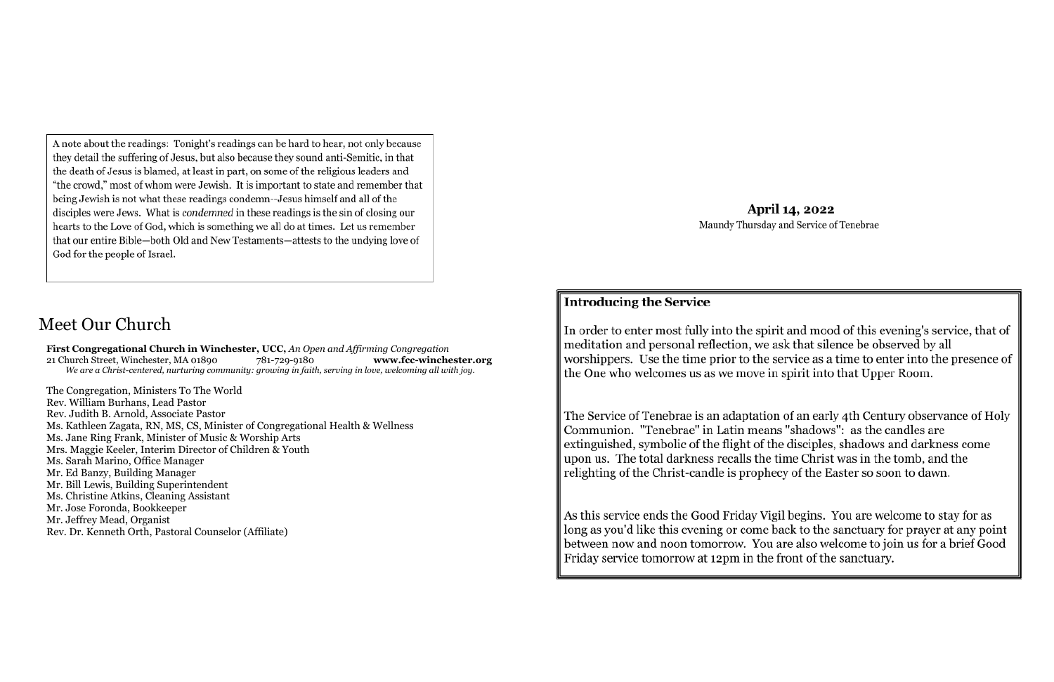A note about the readings: Tonight's readings can be hard to hear, not only because they detail the suffering of Jesus, but also because they sound anti-Semitic, in that the death of Jesus is blamed, at least in part, on some of the religious leaders and "the crowd," most of whom were Jewish. It is important to state and remember that being Jewish is not what these readings condemn--Jesus himself and all of the disciples were Jews. What is *condemned* in these readings is the sin of closing our hearts to the Love of God, which is something we all do at times. Let us remember that our entire Bible—both Old and New Testaments—attests to the undying love of God for the people of Israel.

# Meet Our Church

**First Congregational Church in Winchester, UCC,** *An Open and Affirming Congregation*
21 Church Street, Winchester, MA 01890 781-729-9180 **www.fcc-winchester.org**
*We are a Christ-centered, nurturing community: growing in faith, serving in love, welcoming all with joy.*

The Congregation, Ministers To The World
Rev. William Burhans, Lead Pastor
Rev. Judith B. Arnold, Associate Pastor
Ms. Kathleen Zagata, RN, MS, CS, Minister of Congregational Health & Wellness
Ms. Jane Ring Frank, Minister of Music & Worship Arts
Mrs. Maggie Keeler, Interim Director of Children & Youth
Ms. Sarah Marino, Office Manager
Mr. Ed Banzy, Building Manager
Mr. Bill Lewis, Building Superintendent
Ms. Christine Atkins, Cleaning Assistant
Mr. Jose Foronda, Bookkeeper
Mr. Jeffrey Mead, Organist
Rev. Dr. Kenneth Orth, Pastoral Counselor (Affiliate)

**April 14, 2022**

Maundy Thursday and Service of Tenebrae

## Introducing the Service

In order to enter most fully into the spirit and mood of this evening's service, that of meditation and personal reflection, we ask that silence be observed by all worshippers. Use the time prior to the service as a time to enter into the presence of the One who welcomes us as we move in spirit into that Upper Room.

The Service of Tenebrae is an adaptation of an early 4th Century observance of Holy Communion. "Tenebrae" in Latin means "shadows": as the candles are extinguished, symbolic of the flight of the disciples, shadows and darkness come upon us. The total darkness recalls the time Christ was in the tomb, and the relighting of the Christ-candle is prophecy of the Easter so soon to dawn.

As this service ends the Good Friday Vigil begins. You are welcome to stay for as long as you'd like this evening or come back to the sanctuary for prayer at any point between now and noon tomorrow. You are also welcome to join us for a brief Good Friday service tomorrow at 12pm in the front of the sanctuary.